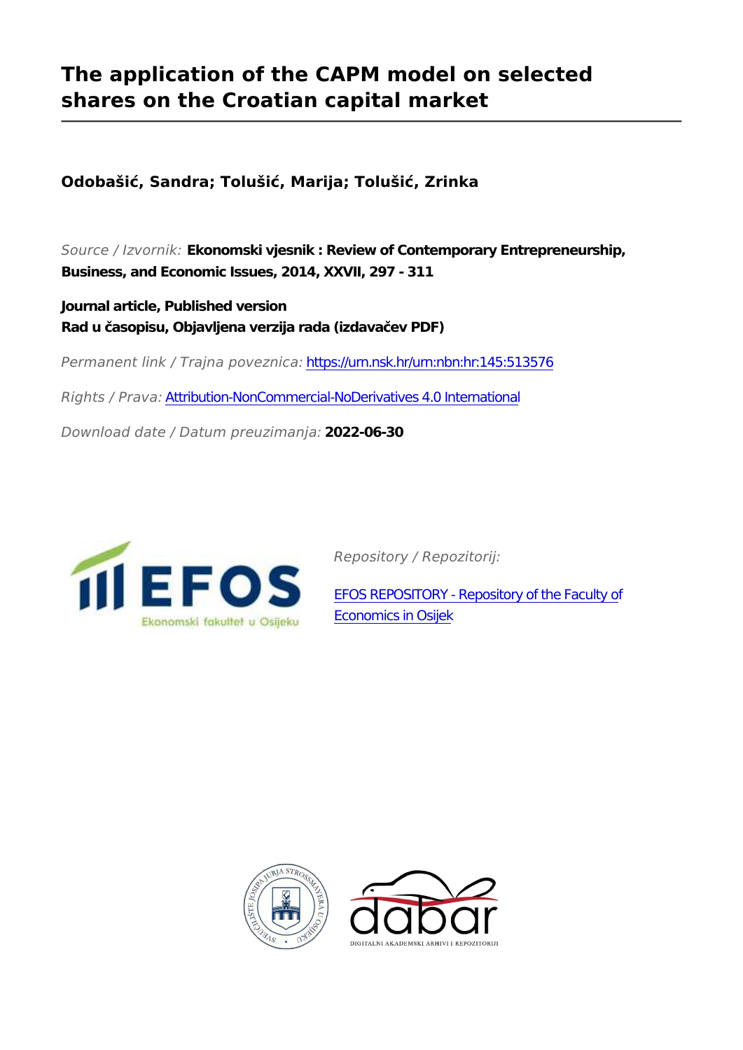# The application of the CAPM model on selected shares on the Croatian capital market

**Odobašić, Sandra; Tolušić, Marija; Tolušić, Zrinka**

*Source / Izvornik:* **Ekonomski vjesnik : Review of Contemporary Entrepreneurship, Business, and Economic Issues, 2014, XXVII, 297 - 311**

**Journal article, Published version**
**Rad u časopisu, Objavljena verzija rada (izdavačev PDF)**

*Permanent link / Trajna poveznica:* https://urn.nsk.hr/urn:nbn:hr:145:513576

*Rights / Prava:* Attribution-NonCommercial-NoDerivatives 4.0 International

*Download date / Datum preuzimanja:* **2022-06-30**

*Repository / Repozitorij:*

EFOS REPOSITORY - Repository of the Faculty of Economics in Osijek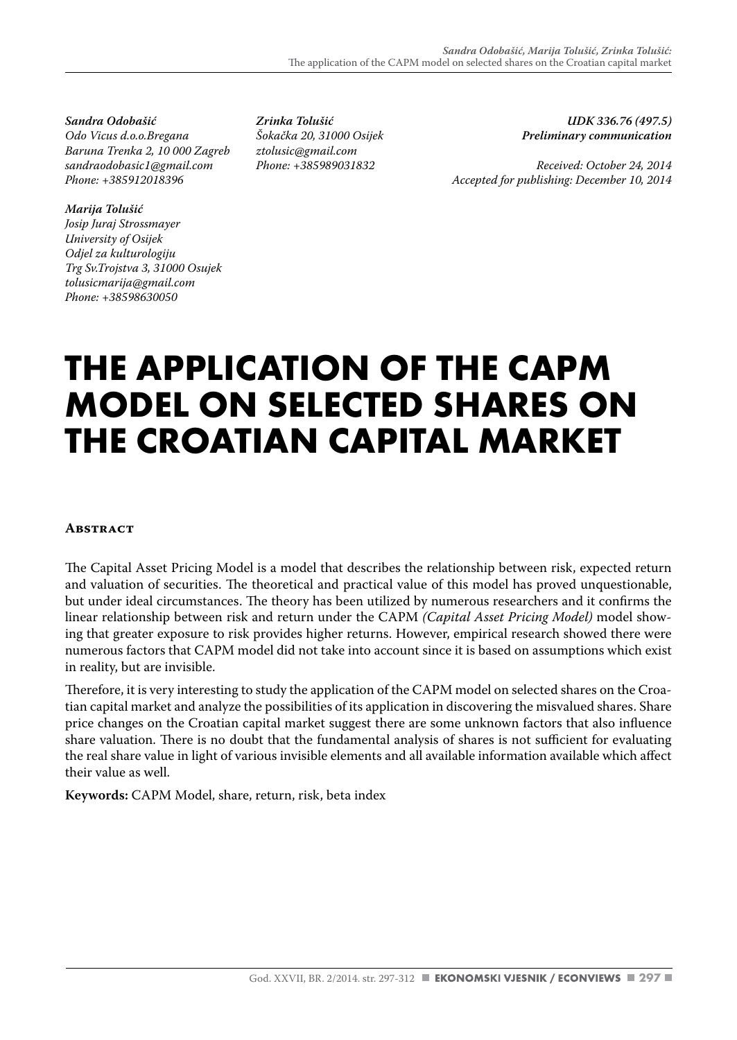*Sandra Odobašić*
*Odo Vicus d.o.o.Bregana*
*Baruna Trenka 2, 10 000 Zagreb*
*sandraodobasic1@gmail.com*
*Phone: +385912018396*

*Marija Tolušić*
*Josip Juraj Strossmayer*
*University of Osijek*
*Odjel za kulturologiju*
*Trg Sv.Trojstva 3, 31000 Osujek*
*tolusicmarija@gmail.com*
*Phone: +38598630050*

*Zrinka Tolušić*
*Šokačka 20, 31000 Osijek*
*ztolusic@gmail.com*
*Phone: +385989031832*

*UDK 336.76 (497.5)*
***Preliminary communication***

*Received: October 24, 2014*
*Accepted for publishing: December 10, 2014*

# THE APPLICATION OF THE CAPM MODEL ON SELECTED SHARES ON THE CROATIAN CAPITAL MARKET

## Abstract

The Capital Asset Pricing Model is a model that describes the relationship between risk, expected return and valuation of securities. The theoretical and practical value of this model has proved unquestionable, but under ideal circumstances. The theory has been utilized by numerous researchers and it confirms the linear relationship between risk and return under the CAPM *(Capital Asset Pricing Model)* model showing that greater exposure to risk provides higher returns. However, empirical research showed there were numerous factors that CAPM model did not take into account since it is based on assumptions which exist in reality, but are invisible.

Therefore, it is very interesting to study the application of the CAPM model on selected shares on the Croatian capital market and analyze the possibilities of its application in discovering the misvalued shares. Share price changes on the Croatian capital market suggest there are some unknown factors that also influence share valuation. There is no doubt that the fundamental analysis of shares is not sufficient for evaluating the real share value in light of various invisible elements and all available information available which affect their value as well.

**Keywords:** CAPM Model, share, return, risk, beta index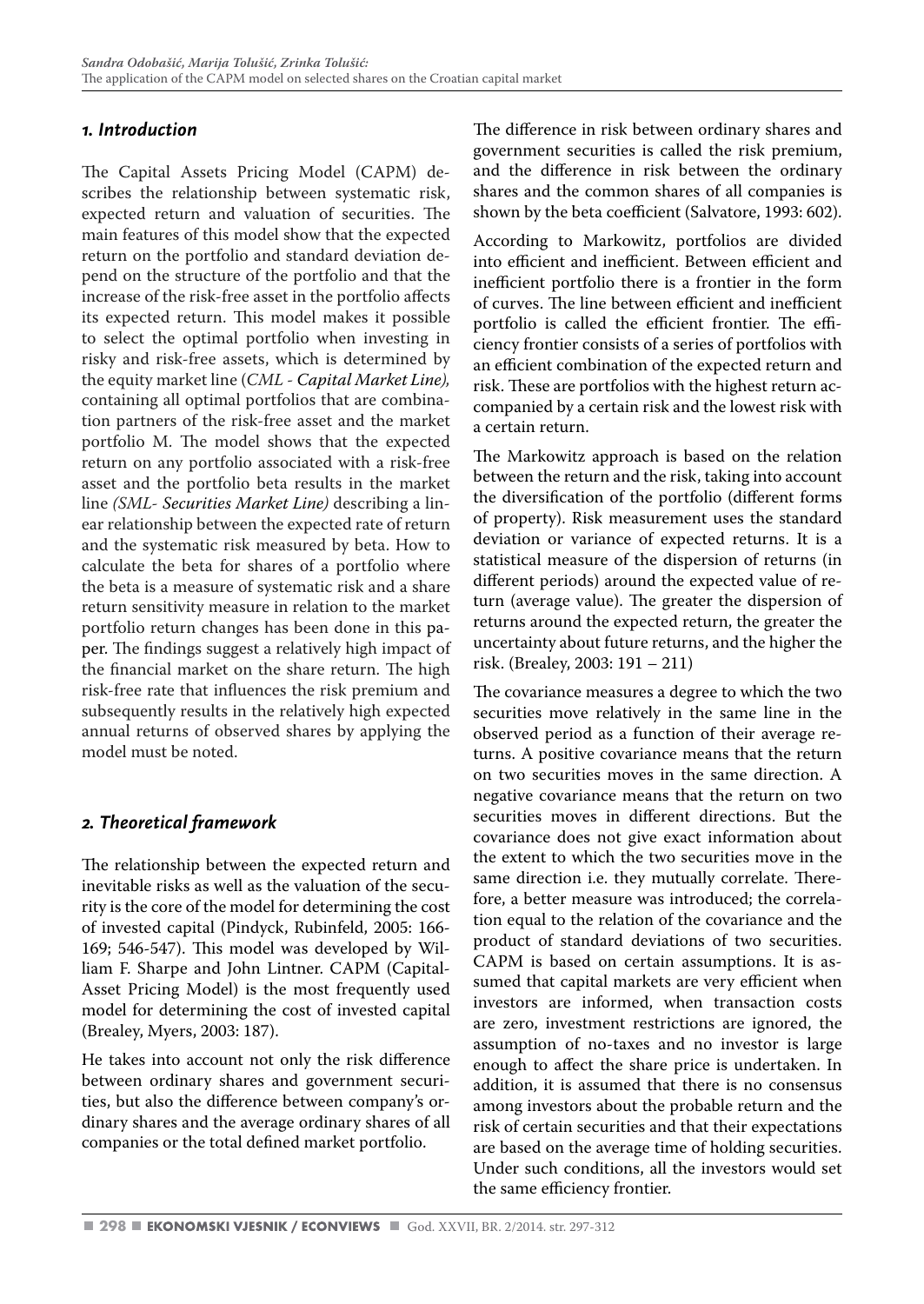## *1. Introduction*

The Capital Assets Pricing Model (CAPM) describes the relationship between systematic risk, expected return and valuation of securities. The main features of this model show that the expected return on the portfolio and standard deviation depend on the structure of the portfolio and that the increase of the risk-free asset in the portfolio affects its expected return. This model makes it possible to select the optimal portfolio when investing in risky and risk-free assets, which is determined by the equity market line (*CML - Capital Market Line),* containing all optimal portfolios that are combination partners of the risk-free asset and the market portfolio M. The model shows that the expected return on any portfolio associated with a risk-free asset and the portfolio beta results in the market line *(SML- Securities Market Line)* describing a linear relationship between the expected rate of return and the systematic risk measured by beta. How to calculate the beta for shares of a portfolio where the beta is a measure of systematic risk and a share return sensitivity measure in relation to the market portfolio return changes has been done in this paper. The findings suggest a relatively high impact of the financial market on the share return. The high risk-free rate that influences the risk premium and subsequently results in the relatively high expected annual returns of observed shares by applying the model must be noted.

## *2. Theoretical framework*

The relationship between the expected return and inevitable risks as well as the valuation of the security is the core of the model for determining the cost of invested capital (Pindyck, Rubinfeld, 2005: 166-169; 546-547). This model was developed by William F. Sharpe and John Lintner. CAPM (Capital-Asset Pricing Model) is the most frequently used model for determining the cost of invested capital (Brealey, Myers, 2003: 187).

He takes into account not only the risk difference between ordinary shares and government securities, but also the difference between company's ordinary shares and the average ordinary shares of all companies or the total defined market portfolio.

The difference in risk between ordinary shares and government securities is called the risk premium, and the difference in risk between the ordinary shares and the common shares of all companies is shown by the beta coefficient (Salvatore, 1993: 602).

According to Markowitz, portfolios are divided into efficient and inefficient. Between efficient and inefficient portfolio there is a frontier in the form of curves. The line between efficient and inefficient portfolio is called the efficient frontier. The efficiency frontier consists of a series of portfolios with an efficient combination of the expected return and risk. These are portfolios with the highest return accompanied by a certain risk and the lowest risk with a certain return.

The Markowitz approach is based on the relation between the return and the risk, taking into account the diversification of the portfolio (different forms of property). Risk measurement uses the standard deviation or variance of expected returns. It is a statistical measure of the dispersion of returns (in different periods) around the expected value of return (average value). The greater the dispersion of returns around the expected return, the greater the uncertainty about future returns, and the higher the risk. (Brealey, 2003: 191 – 211)

The covariance measures a degree to which the two securities move relatively in the same line in the observed period as a function of their average returns. A positive covariance means that the return on two securities moves in the same direction. A negative covariance means that the return on two securities moves in different directions. But the covariance does not give exact information about the extent to which the two securities move in the same direction i.e. they mutually correlate. Therefore, a better measure was introduced; the correlation equal to the relation of the covariance and the product of standard deviations of two securities. CAPM is based on certain assumptions. It is assumed that capital markets are very efficient when investors are informed, when transaction costs are zero, investment restrictions are ignored, the assumption of no-taxes and no investor is large enough to affect the share price is undertaken. In addition, it is assumed that there is no consensus among investors about the probable return and the risk of certain securities and that their expectations are based on the average time of holding securities. Under such conditions, all the investors would set the same efficiency frontier.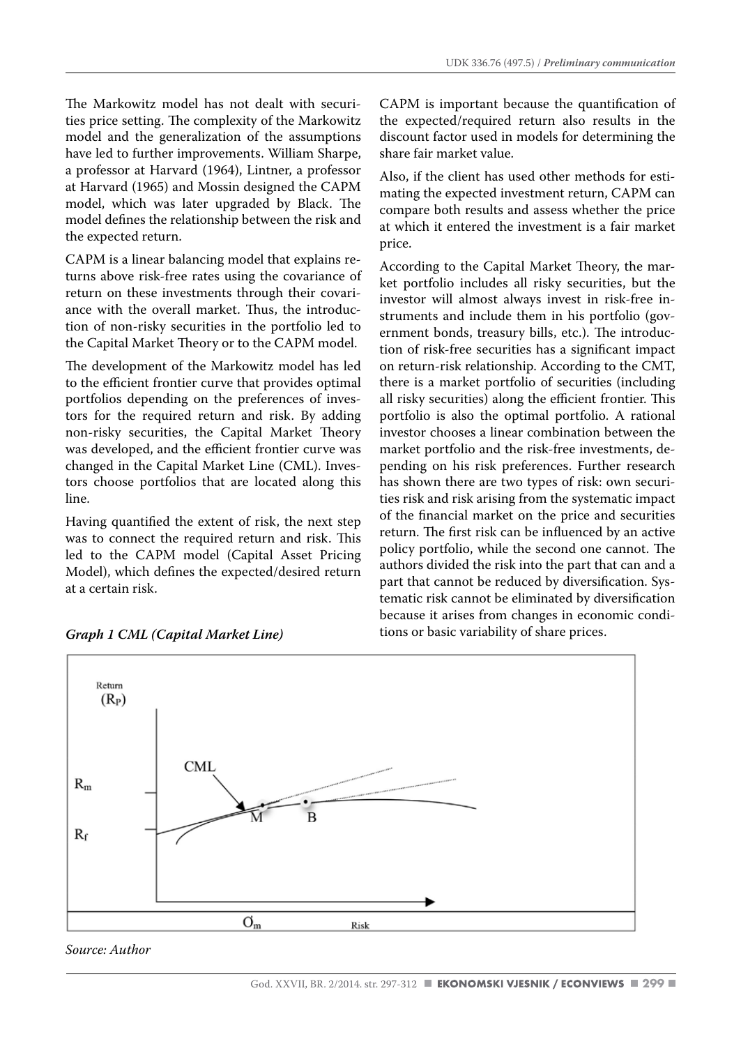The Markowitz model has not dealt with securities price setting. The complexity of the Markowitz model and the generalization of the assumptions have led to further improvements. William Sharpe, a professor at Harvard (1964), Lintner, a professor at Harvard (1965) and Mossin designed the CAPM model, which was later upgraded by Black. The model defines the relationship between the risk and the expected return.

CAPM is a linear balancing model that explains returns above risk-free rates using the covariance of return on these investments through their covariance with the overall market. Thus, the introduction of non-risky securities in the portfolio led to the Capital Market Theory or to the CAPM model.

The development of the Markowitz model has led to the efficient frontier curve that provides optimal portfolios depending on the preferences of investors for the required return and risk. By adding non-risky securities, the Capital Market Theory was developed, and the efficient frontier curve was changed in the Capital Market Line (CML). Investors choose portfolios that are located along this line.

Having quantified the extent of risk, the next step was to connect the required return and risk. This led to the CAPM model (Capital Asset Pricing Model), which defines the expected/desired return at a certain risk.

CAPM is important because the quantification of the expected/required return also results in the discount factor used in models for determining the share fair market value.

Also, if the client has used other methods for estimating the expected investment return, CAPM can compare both results and assess whether the price at which it entered the investment is a fair market price.

According to the Capital Market Theory, the market portfolio includes all risky securities, but the investor will almost always invest in risk-free instruments and include them in his portfolio (government bonds, treasury bills, etc.). The introduction of risk-free securities has a significant impact on return-risk relationship. According to the CMT, there is a market portfolio of securities (including all risky securities) along the efficient frontier. This portfolio is also the optimal portfolio. A rational investor chooses a linear combination between the market portfolio and the risk-free investments, depending on his risk preferences. Further research has shown there are two types of risk: own securities risk and risk arising from the systematic impact of the financial market on the price and securities return. The first risk can be influenced by an active policy portfolio, while the second one cannot. The authors divided the risk into the part that can and a part that cannot be reduced by diversification. Systematic risk cannot be eliminated by diversification because it arises from changes in economic conditions or basic variability of share prices.

***Graph 1 CML (Capital Market Line)***

*Source: Author*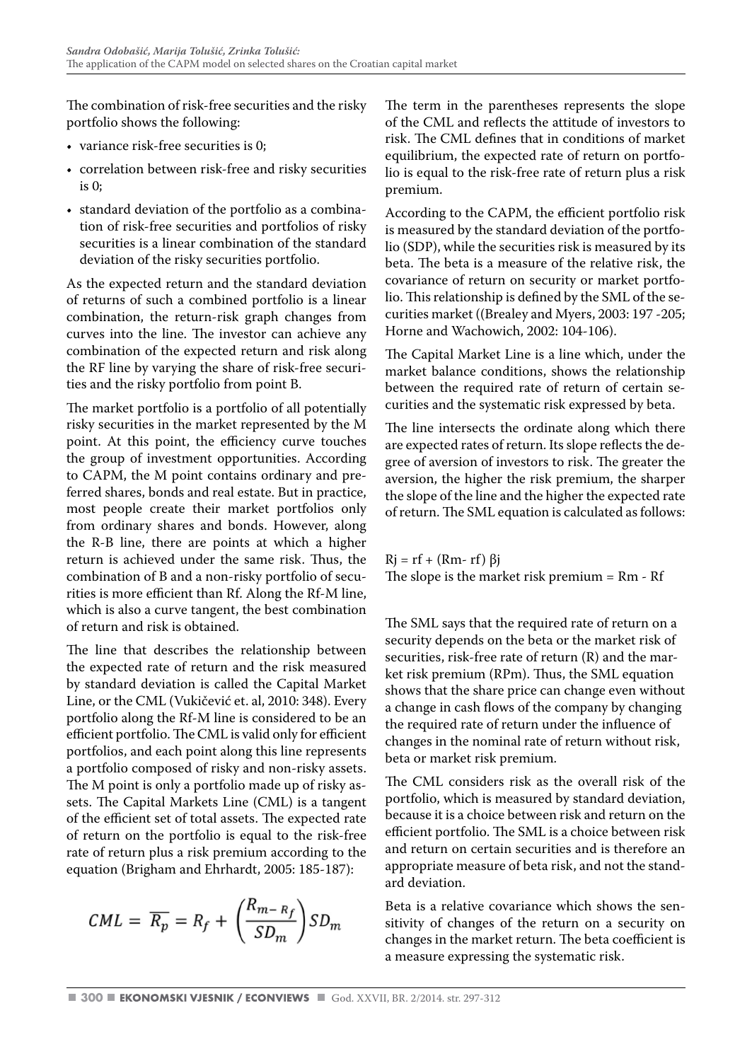The combination of risk-free securities and the risky portfolio shows the following:

- variance risk-free securities is 0;
- correlation between risk-free and risky securities is 0;
- standard deviation of the portfolio as a combination of risk-free securities and portfolios of risky securities is a linear combination of the standard deviation of the risky securities portfolio.

As the expected return and the standard deviation of returns of such a combined portfolio is a linear combination, the return-risk graph changes from curves into the line. The investor can achieve any combination of the expected return and risk along the RF line by varying the share of risk-free securities and the risky portfolio from point B.

The market portfolio is a portfolio of all potentially risky securities in the market represented by the M point. At this point, the efficiency curve touches the group of investment opportunities. According to CAPM, the M point contains ordinary and preferred shares, bonds and real estate. But in practice, most people create their market portfolios only from ordinary shares and bonds. However, along the R-B line, there are points at which a higher return is achieved under the same risk. Thus, the combination of B and a non-risky portfolio of securities is more efficient than Rf. Along the Rf-M line, which is also a curve tangent, the best combination of return and risk is obtained.

The line that describes the relationship between the expected rate of return and the risk measured by standard deviation is called the Capital Market Line, or the CML (Vukičević et. al, 2010: 348). Every portfolio along the Rf-M line is considered to be an efficient portfolio. The CML is valid only for efficient portfolios, and each point along this line represents a portfolio composed of risky and non-risky assets. The M point is only a portfolio made up of risky assets. The Capital Markets Line (CML) is a tangent of the efficient set of total assets. The expected rate of return on the portfolio is equal to the risk-free rate of return plus a risk premium according to the equation (Brigham and Ehrhardt, 2005: 185-187):

$$CML = \overline{R_p} = R_f + \left(\frac{R_{m-R_f}}{SD_m}\right) SD_m$$

The term in the parentheses represents the slope of the CML and reflects the attitude of investors to risk. The CML defines that in conditions of market equilibrium, the expected rate of return on portfolio is equal to the risk-free rate of return plus a risk premium.

According to the CAPM, the efficient portfolio risk is measured by the standard deviation of the portfolio (SDP), while the securities risk is measured by its beta. The beta is a measure of the relative risk, the covariance of return on security or market portfolio. This relationship is defined by the SML of the securities market ((Brealey and Myers, 2003: 197 -205; Horne and Wachowich, 2002: 104-106).

The Capital Market Line is a line which, under the market balance conditions, shows the relationship between the required rate of return of certain securities and the systematic risk expressed by beta.

The line intersects the ordinate along which there are expected rates of return. Its slope reflects the degree of aversion of investors to risk. The greater the aversion, the higher the risk premium, the sharper the slope of the line and the higher the expected rate of return. The SML equation is calculated as follows:

$$R_j = r_f + (R_m - r_f)\,\beta_j$$

The slope is the market risk premium = Rm - Rf

The SML says that the required rate of return on a security depends on the beta or the market risk of securities, risk-free rate of return (R) and the market risk premium (RPm). Thus, the SML equation shows that the share price can change even without a change in cash flows of the company by changing the required rate of return under the influence of changes in the nominal rate of return without risk, beta or market risk premium.

The CML considers risk as the overall risk of the portfolio, which is measured by standard deviation, because it is a choice between risk and return on the efficient portfolio. The SML is a choice between risk and return on certain securities and is therefore an appropriate measure of beta risk, and not the standard deviation.

Beta is a relative covariance which shows the sensitivity of changes of the return on a security on changes in the market return. The beta coefficient is a measure expressing the systematic risk.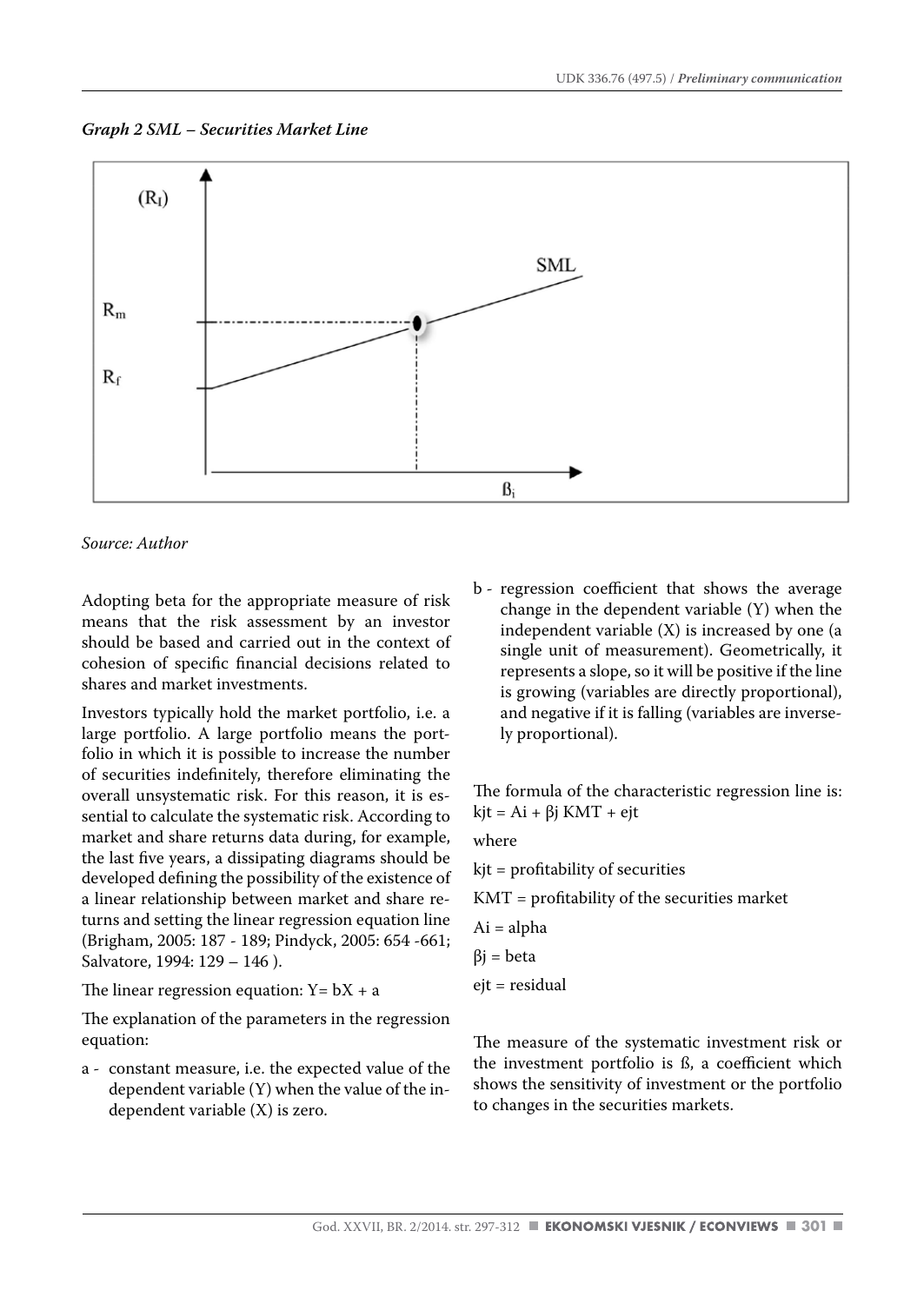*Graph 2 SML – Securities Market Line*

*Source: Author*

Adopting beta for the appropriate measure of risk means that the risk assessment by an investor should be based and carried out in the context of cohesion of specific financial decisions related to shares and market investments.

Investors typically hold the market portfolio, i.e. a large portfolio. A large portfolio means the portfolio in which it is possible to increase the number of securities indefinitely, therefore eliminating the overall unsystematic risk. For this reason, it is essential to calculate the systematic risk. According to market and share returns data during, for example, the last five years, a dissipating diagrams should be developed defining the possibility of the existence of a linear relationship between market and share returns and setting the linear regression equation line (Brigham, 2005: 187 - 189; Pindyck, 2005: 654 -661; Salvatore, 1994: 129 – 146 ).

The linear regression equation: $Y= bX + a$

The explanation of the parameters in the regression equation:

- a - constant measure, i.e. the expected value of the dependent variable (Y) when the value of the independent variable (X) is zero.
- b - regression coefficient that shows the average change in the dependent variable (Y) when the independent variable (X) is increased by one (a single unit of measurement). Geometrically, it represents a slope, so it will be positive if the line is growing (variables are directly proportional), and negative if it is falling (variables are inversely proportional).

The formula of the characteristic regression line is:
$kjt = Ai + \beta j \, KMT + ejt$

where

kjt = profitability of securities

KMT = profitability of the securities market

Ai = alpha

βj = beta

ejt = residual

The measure of the systematic investment risk or the investment portfolio is ß, a coefficient which shows the sensitivity of investment or the portfolio to changes in the securities markets.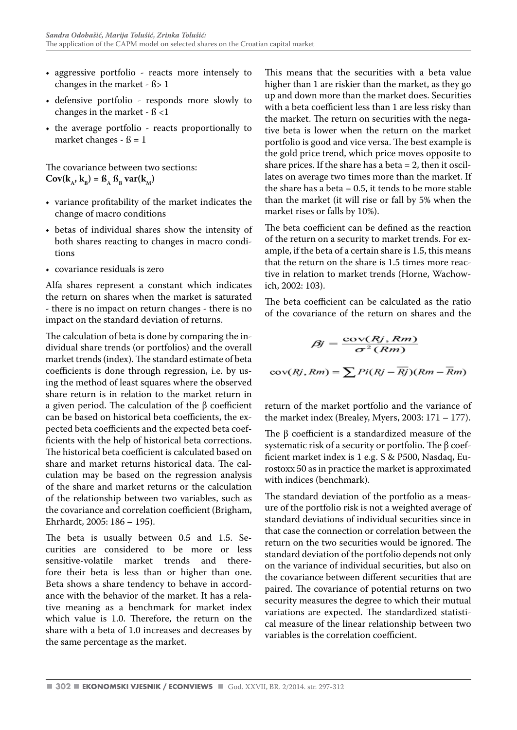- aggressive portfolio - reacts more intensely to changes in the market - $ß > 1$
- defensive portfolio - responds more slowly to changes in the market - $ß < 1$
- the average portfolio - reacts proportionally to market changes - $ß = 1$

The covariance between two sections:
$\mathbf{Cov(k_A, k_B) = ß_A\, ß_B\, var(k_M)}$

- variance profitability of the market indicates the change of macro conditions
- betas of individual shares show the intensity of both shares reacting to changes in macro conditions
- covariance residuals is zero

Alfa shares represent a constant which indicates the return on shares when the market is saturated - there is no impact on return changes - there is no impact on the standard deviation of returns.

The calculation of beta is done by comparing the individual share trends (or portfolios) and the overall market trends (index). The standard estimate of beta coefficients is done through regression, i.e. by using the method of least squares where the observed share return is in relation to the market return in a given period. The calculation of the β coefficient can be based on historical beta coefficients, the expected beta coefficients and the expected beta coefficients with the help of historical beta corrections. The historical beta coefficient is calculated based on share and market returns historical data. The calculation may be based on the regression analysis of the share and market returns or the calculation of the relationship between two variables, such as the covariance and correlation coefficient (Brigham, Ehrhardt, 2005: 186 – 195).

The beta is usually between 0.5 and 1.5. Securities are considered to be more or less sensitive-volatile market trends and therefore their beta is less than or higher than one. Beta shows a share tendency to behave in accordance with the behavior of the market. It has a relative meaning as a benchmark for market index which value is 1.0. Therefore, the return on the share with a beta of 1.0 increases and decreases by the same percentage as the market.

This means that the securities with a beta value higher than 1 are riskier than the market, as they go up and down more than the market does. Securities with a beta coefficient less than 1 are less risky than the market. The return on securities with the negative beta is lower when the return on the market portfolio is good and vice versa. The best example is the gold price trend, which price moves opposite to share prices. If the share has a beta = 2, then it oscillates on average two times more than the market. If the share has a beta = 0.5, it tends to be more stable than the market (it will rise or fall by 5% when the market rises or falls by 10%).

The beta coefficient can be defined as the reaction of the return on a security to market trends. For example, if the beta of a certain share is 1.5, this means that the return on the share is 1.5 times more reactive in relation to market trends (Horne, Wachowich, 2002: 103).

The beta coefficient can be calculated as the ratio of the covariance of the return on shares and the return of the market portfolio and the variance of the market index (Brealey, Myers, 2003: 171 – 177).

$$\beta j = \frac{\operatorname{cov}(Rj, Rm)}{\sigma^2(Rm)}$$

$$\operatorname{cov}(Rj, Rm) = \sum Pi(Rj - \overline{Rj})(Rm - \overline{R}m)$$

The β coefficient is a standardized measure of the systematic risk of a security or portfolio. The β coefficient market index is 1 e.g. S & P500, Nasdaq, Eurostoxx 50 as in practice the market is approximated with indices (benchmark).

The standard deviation of the portfolio as a measure of the portfolio risk is not a weighted average of standard deviations of individual securities since in that case the connection or correlation between the return on the two securities would be ignored. The standard deviation of the portfolio depends not only on the variance of individual securities, but also on the covariance between different securities that are paired. The covariance of potential returns on two security measures the degree to which their mutual variations are expected. The standardized statistical measure of the linear relationship between two variables is the correlation coefficient.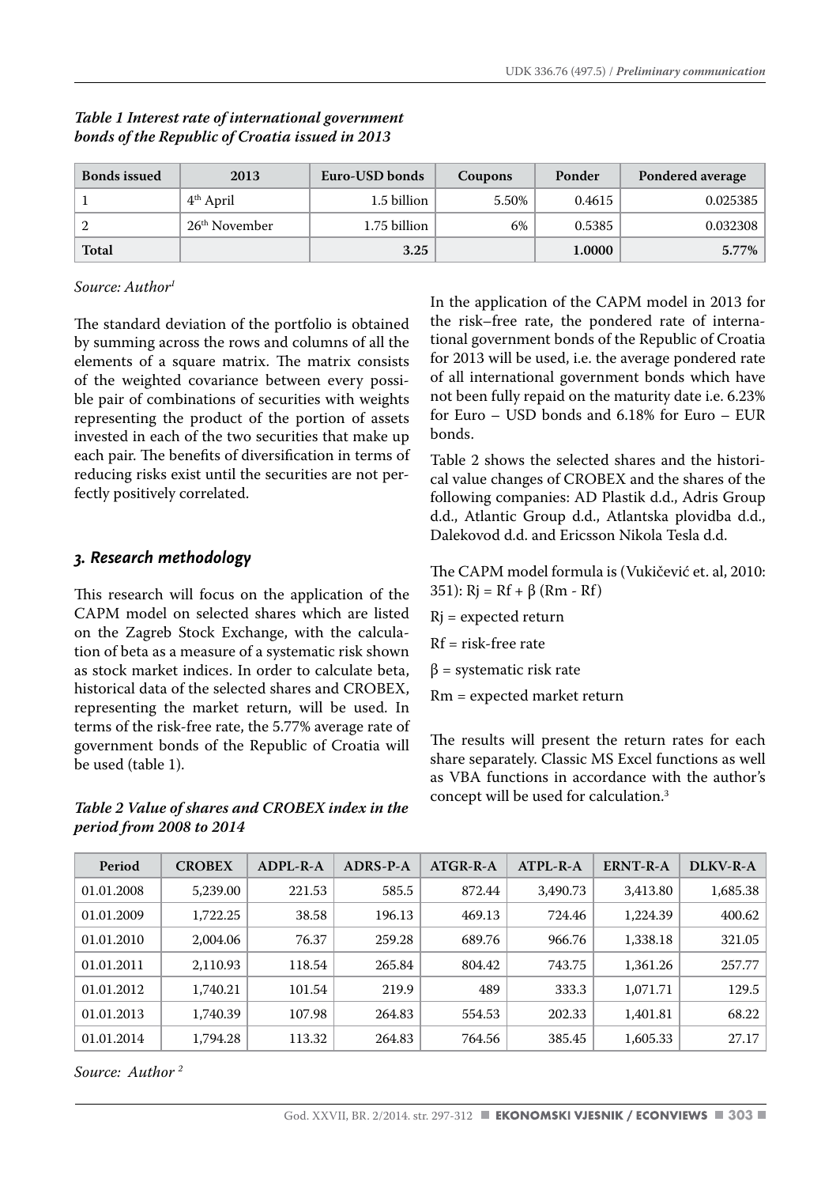*Table 1 Interest rate of international government bonds of the Republic of Croatia issued in 2013*

| Bonds issued | 2013 | Euro-USD bonds | Coupons | Ponder | Pondered average |
|---|---|---|---|---|---|
| 1 | 4th April | 1.5 billion | 5.50% | 0.4615 | 0.025385 |
| 2 | 26th November | 1.75 billion | 6% | 0.5385 | 0.032308 |
| **Total** | | **3.25** | | **1.0000** | **5.77%** |

*Source: Author[1]*

The standard deviation of the portfolio is obtained by summing across the rows and columns of all the elements of a square matrix. The matrix consists of the weighted covariance between every possible pair of combinations of securities with weights representing the product of the portion of assets invested in each of the two securities that make up each pair. The benefits of diversification in terms of reducing risks exist until the securities are not perfectly positively correlated.

## 3. Research methodology

This research will focus on the application of the CAPM model on selected shares which are listed on the Zagreb Stock Exchange, with the calculation of beta as a measure of a systematic risk shown as stock market indices. In order to calculate beta, historical data of the selected shares and CROBEX, representing the market return, will be used. In terms of the risk-free rate, the 5.77% average rate of government bonds of the Republic of Croatia will be used (table 1).

In the application of the CAPM model in 2013 for the risk–free rate, the pondered rate of international government bonds of the Republic of Croatia for 2013 will be used, i.e. the average pondered rate of all international government bonds which have not been fully repaid on the maturity date i.e. 6.23% for Euro – USD bonds and 6.18% for Euro – EUR bonds.

Table 2 shows the selected shares and the historical value changes of CROBEX and the shares of the following companies: AD Plastik d.d., Adris Group d.d., Atlantic Group d.d., Atlantska plovidba d.d., Dalekovod d.d. and Ericsson Nikola Tesla d.d.

The CAPM model formula is (Vukičević et. al, 2010: 351): $Rj = Rf + \beta\,(Rm - Rf)$

Rj = expected return

Rf = risk-free rate

β = systematic risk rate

Rm = expected market return

The results will present the return rates for each share separately. Classic MS Excel functions as well as VBA functions in accordance with the author's concept will be used for calculation.[3]

*Table 2 Value of shares and CROBEX index in the period from 2008 to 2014*

| Period | CROBEX | ADPL-R-A | ADRS-P-A | ATGR-R-A | ATPL-R-A | ERNT-R-A | DLKV-R-A |
|---|---|---|---|---|---|---|---|
| 01.01.2008 | 5,239.00 | 221.53 | 585.5 | 872.44 | 3,490.73 | 3,413.80 | 1,685.38 |
| 01.01.2009 | 1,722.25 | 38.58 | 196.13 | 469.13 | 724.46 | 1,224.39 | 400.62 |
| 01.01.2010 | 2,004.06 | 76.37 | 259.28 | 689.76 | 966.76 | 1,338.18 | 321.05 |
| 01.01.2011 | 2,110.93 | 118.54 | 265.84 | 804.42 | 743.75 | 1,361.26 | 257.77 |
| 01.01.2012 | 1,740.21 | 101.54 | 219.9 | 489 | 333.3 | 1,071.71 | 129.5 |
| 01.01.2013 | 1,740.39 | 107.98 | 264.83 | 554.53 | 202.33 | 1,401.81 | 68.22 |
| 01.01.2014 | 1,794.28 | 113.32 | 264.83 | 764.56 | 385.45 | 1,605.33 | 27.17 |

*Source: Author [2]*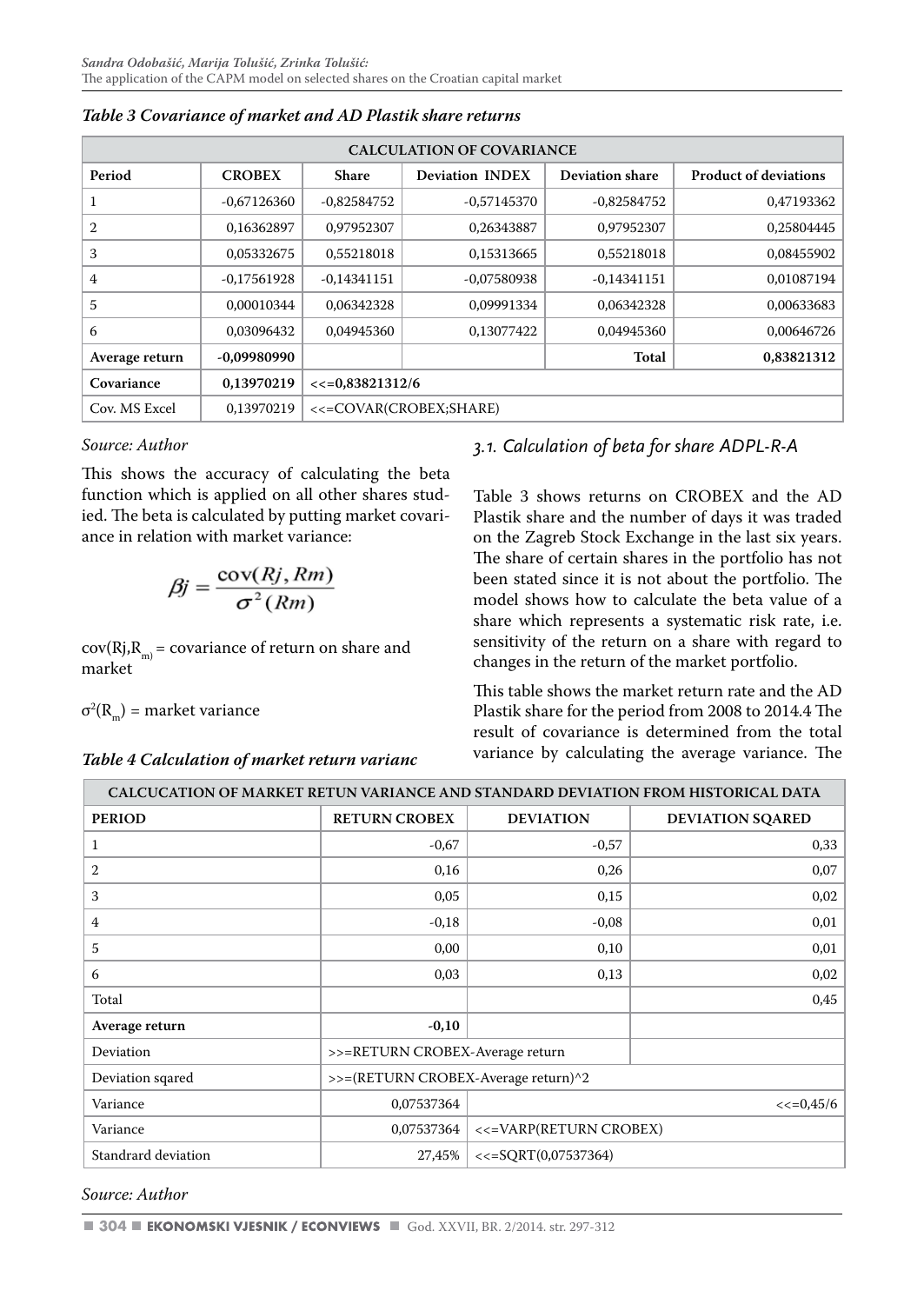*Table 3 Covariance of market and AD Plastik share returns*

| CALCULATION OF COVARIANCE | | | | | |
|---|---|---|---|---|---|
| Period | CROBEX | Share | Deviation INDEX | Deviation share | Product of deviations |
| 1 | -0,67126360 | -0,82584752 | -0,57145370 | -0,82584752 | 0,47193362 |
| 2 | 0,16362897 | 0,97952307 | 0,26343887 | 0,97952307 | 0,25804445 |
| 3 | 0,05332675 | 0,55218018 | 0,15313665 | 0,55218018 | 0,08455902 |
| 4 | -0,17561928 | -0,14341151 | -0,07580938 | -0,14341151 | 0,01087194 |
| 5 | 0,00010344 | 0,06342328 | 0,09991334 | 0,06342328 | 0,00633683 |
| 6 | 0,03096432 | 0,04945360 | 0,13077422 | 0,04945360 | 0,00646726 |
| **Average return** | **-0,09980990** | | | **Total** | **0,83821312** |
| **Covariance** | **0,13970219** | **<<=0,83821312/6** | | | |
| Cov. MS Excel | 0,13970219 | <<=COVAR(CROBEX;SHARE) | | | |

*Source: Author*

This shows the accuracy of calculating the beta function which is applied on all other shares studied. The beta is calculated by putting market covariance in relation with market variance:

$$\beta j = \frac{\mathrm{cov}(Rj, Rm)}{\sigma^2(Rm)}$$

$\mathrm{cov}(Rj,R_m)$ = covariance of return on share and market

$\sigma^2(R_m)$ = market variance

### 3.1. Calculation of beta for share ADPL-R-A

Table 3 shows returns on CROBEX and the AD Plastik share and the number of days it was traded on the Zagreb Stock Exchange in the last six years. The share of certain shares in the portfolio has not been stated since it is not about the portfolio. The model shows how to calculate the beta value of a share which represents a systematic risk rate, i.e. sensitivity of the return on a share with regard to changes in the return of the market portfolio.

This table shows the market return rate and the AD Plastik share for the period from 2008 to 2014.4 The result of covariance is determined from the total variance by calculating the average variance. The

*Table 4 Calculation of market return varianc*

| CALCUCATION OF MARKET RETUN VARIANCE AND STANDARD DEVIATION FROM HISTORICAL DATA | | | |
|---|---|---|---|
| PERIOD | RETURN CROBEX | DEVIATION | DEVIATION SQARED |
| 1 | -0,67 | -0,57 | 0,33 |
| 2 | 0,16 | 0,26 | 0,07 |
| 3 | 0,05 | 0,15 | 0,02 |
| 4 | -0,18 | -0,08 | 0,01 |
| 5 | 0,00 | 0,10 | 0,01 |
| 6 | 0,03 | 0,13 | 0,02 |
| Total | | | 0,45 |
| **Average return** | **-0,10** | | |
| Deviation | >>=RETURN CROBEX-Average return | | |
| Deviation sqared | >>=(RETURN CROBEX-Average return)^2 | | |
| Variance | 0,07537364 | | <<=0,45/6 |
| Variance | 0,07537364 | <<=VARP(RETURN CROBEX) | |
| Standrard deviation | 27,45% | <<=SQRT(0,07537364) | |

*Source: Author*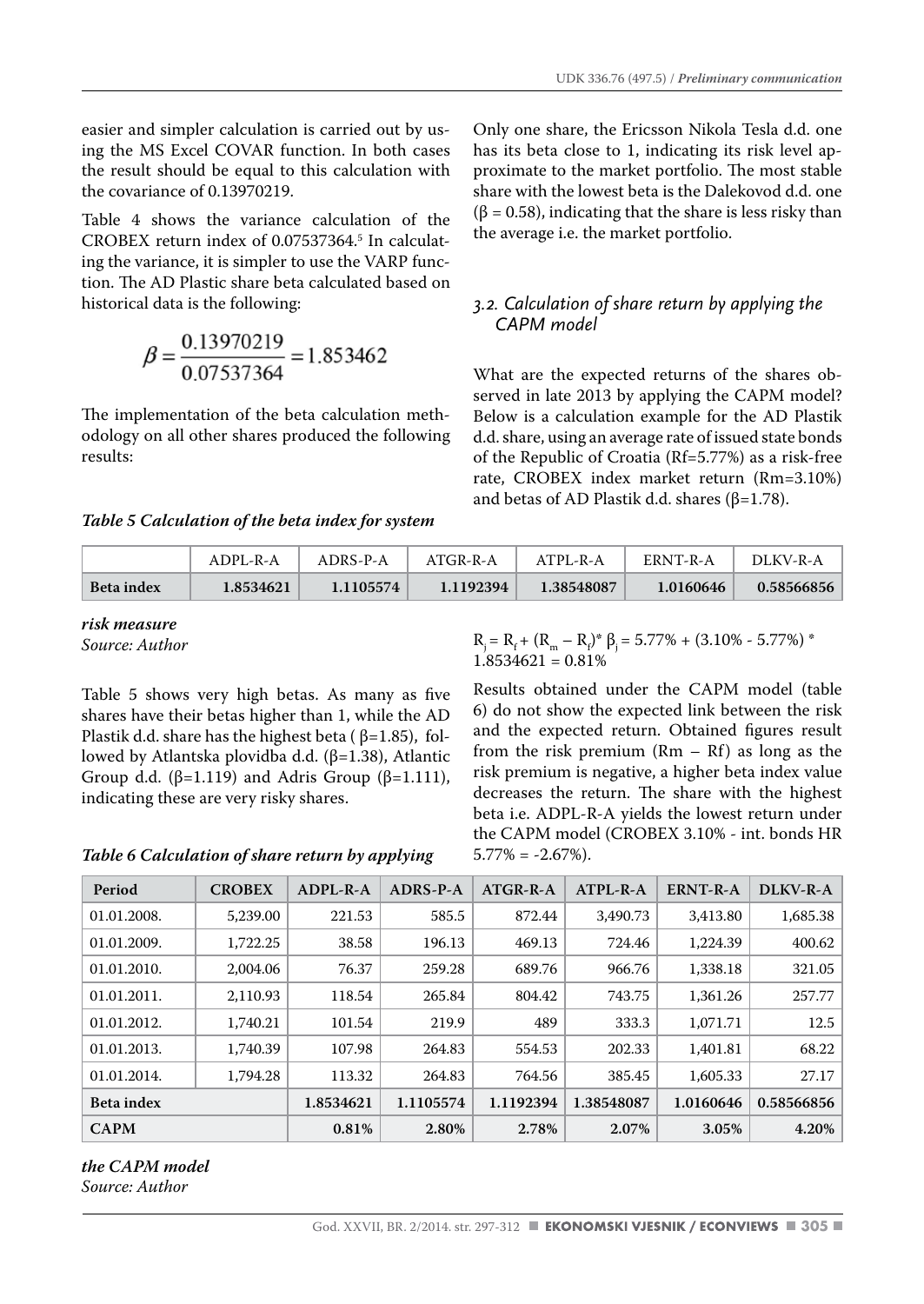easier and simpler calculation is carried out by using the MS Excel COVAR function. In both cases the result should be equal to this calculation with the covariance of 0.13970219.

Table 4 shows the variance calculation of the CROBEX return index of 0.07537364.[5] In calculating the variance, it is simpler to use the VARP function. The AD Plastic share beta calculated based on historical data is the following:

$$\beta = \frac{0.13970219}{0.07537364} = 1.853462$$

The implementation of the beta calculation methodology on all other shares produced the following results:

***Table 5 Calculation of the beta index for system risk measure***

| | ADPL-R-A | ADRS-P-A | ATGR-R-A | ATPL-R-A | ERNT-R-A | DLKV-R-A |
|---|---|---|---|---|---|---|
| **Beta index** | **1.8534621** | **1.1105574** | **1.1192394** | **1.38548087** | **1.0160646** | **0.58566856** |

*Source: Author*

Table 5 shows very high betas. As many as five shares have their betas higher than 1, while the AD Plastik d.d. share has the highest beta ( β=1.85), followed by Atlantska plovidba d.d. (β=1.38), Atlantic Group d.d. (β=1.119) and Adris Group (β=1.111), indicating these are very risky shares.

Only one share, the Ericsson Nikola Tesla d.d. one has its beta close to 1, indicating its risk level approximate to the market portfolio. The most stable share with the lowest beta is the Dalekovod d.d. one (β = 0.58), indicating that the share is less risky than the average i.e. the market portfolio.

### *3.2. Calculation of share return by applying the CAPM model*

What are the expected returns of the shares observed in late 2013 by applying the CAPM model? Below is a calculation example for the AD Plastik d.d. share, using an average rate of issued state bonds of the Republic of Croatia (Rf=5.77%) as a risk-free rate, CROBEX index market return (Rm=3.10%) and betas of AD Plastik d.d. shares (β=1.78).

$$R_j = R_f + (R_m - R_f) * \beta_j = 5.77\% + (3.10\% - 5.77\%) * 1.8534621 = 0.81\%$$

Results obtained under the CAPM model (table 6) do not show the expected link between the risk and the expected return. Obtained figures result from the risk premium (Rm – Rf) as long as the risk premium is negative, a higher beta index value decreases the return. The share with the highest beta i.e. ADPL-R-A yields the lowest return under the CAPM model (CROBEX 3.10% - int. bonds HR 5.77% = -2.67%).

***Table 6 Calculation of share return by applying the CAPM model***

| Period | CROBEX | ADPL-R-A | ADRS-P-A | ATGR-R-A | ATPL-R-A | ERNT-R-A | DLKV-R-A |
|---|---|---|---|---|---|---|---|
| 01.01.2008. | 5,239.00 | 221.53 | 585.5 | 872.44 | 3,490.73 | 3,413.80 | 1,685.38 |
| 01.01.2009. | 1,722.25 | 38.58 | 196.13 | 469.13 | 724.46 | 1,224.39 | 400.62 |
| 01.01.2010. | 2,004.06 | 76.37 | 259.28 | 689.76 | 966.76 | 1,338.18 | 321.05 |
| 01.01.2011. | 2,110.93 | 118.54 | 265.84 | 804.42 | 743.75 | 1,361.26 | 257.77 |
| 01.01.2012. | 1,740.21 | 101.54 | 219.9 | 489 | 333.3 | 1,071.71 | 12.5 |
| 01.01.2013. | 1,740.39 | 107.98 | 264.83 | 554.53 | 202.33 | 1,401.81 | 68.22 |
| 01.01.2014. | 1,794.28 | 113.32 | 264.83 | 764.56 | 385.45 | 1,605.33 | 27.17 |
| **Beta index** | | **1.8534621** | **1.1105574** | **1.1192394** | **1.38548087** | **1.0160646** | **0.58566856** |
| **CAPM** | | **0.81%** | **2.80%** | **2.78%** | **2.07%** | **3.05%** | **4.20%** |

*Source: Author*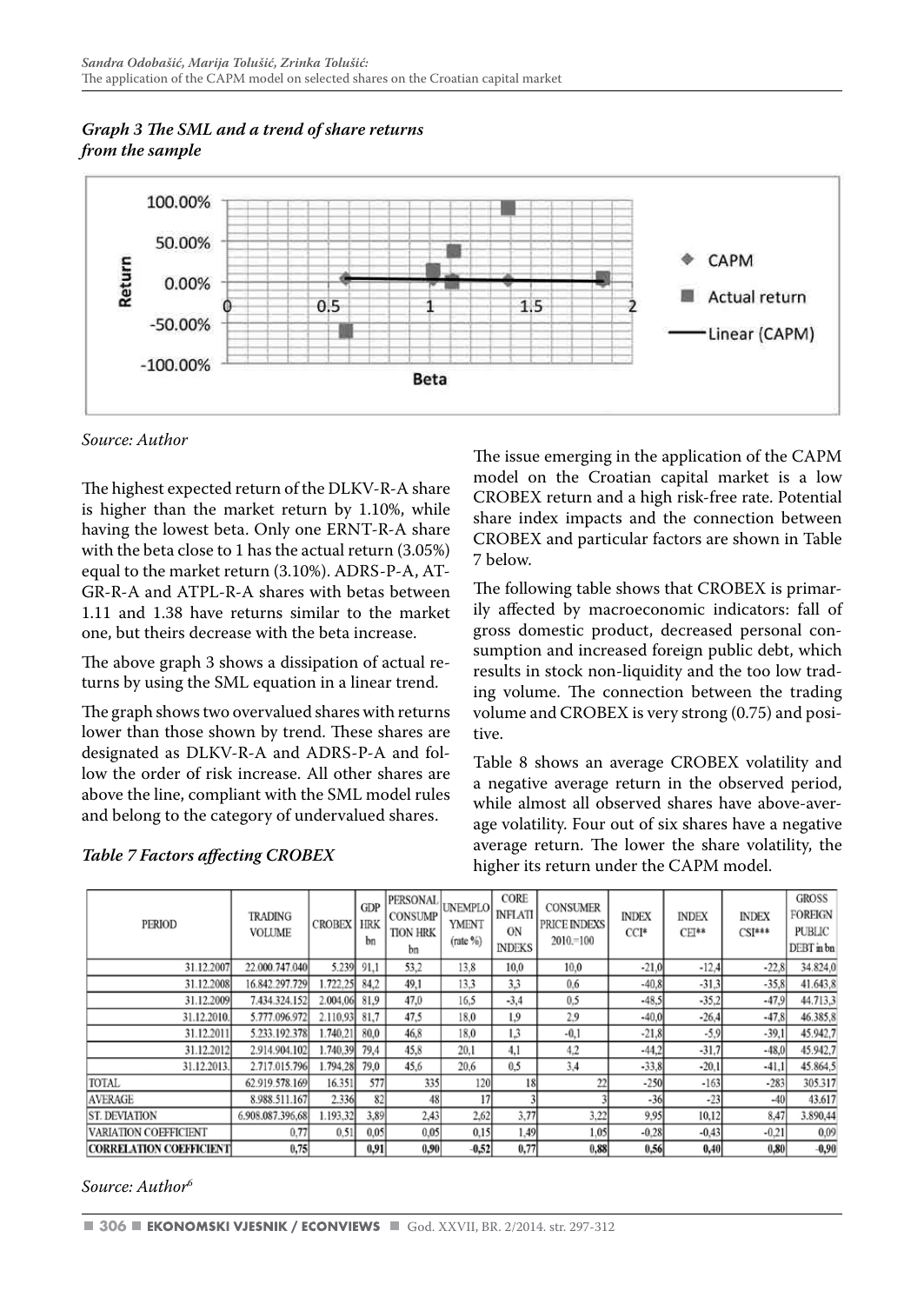*Graph 3 The SML and a trend of share returns from the sample*

*Source: Author*

The highest expected return of the DLKV-R-A share is higher than the market return by 1.10%, while having the lowest beta. Only one ERNT-R-A share with the beta close to 1 has the actual return (3.05%) equal to the market return (3.10%). ADRS-P-A, AT-GR-R-A and ATPL-R-A shares with betas between 1.11 and 1.38 have returns similar to the market one, but theirs decrease with the beta increase.

The above graph 3 shows a dissipation of actual returns by using the SML equation in a linear trend.

The graph shows two overvalued shares with returns lower than those shown by trend. These shares are designated as DLKV-R-A and ADRS-P-A and follow the order of risk increase. All other shares are above the line, compliant with the SML model rules and belong to the category of undervalued shares.

The issue emerging in the application of the CAPM model on the Croatian capital market is a low CROBEX return and a high risk-free rate. Potential share index impacts and the connection between CROBEX and particular factors are shown in Table 7 below.

The following table shows that CROBEX is primarily affected by macroeconomic indicators: fall of gross domestic product, decreased personal consumption and increased foreign public debt, which results in stock non-liquidity and the too low trading volume. The connection between the trading volume and CROBEX is very strong (0.75) and positive.

Table 8 shows an average CROBEX volatility and a negative average return in the observed period, while almost all observed shares have above-average volatility. Four out of six shares have a negative average return. The lower the share volatility, the higher its return under the CAPM model.

*Table 7 Factors affecting CROBEX*

| PERIOD | TRADING VOLUME | CROBEX | GDP HRK bn | PERSONAL CONSUMPTION HRK bn | UNEMPLOYMENT (rate %) | CORE INFLATION INDEKS | CONSUMER PRICE INDEXS 2010.=100 | INDEX CCI* | INDEX CEI** | INDEX CSI*** | GROSS FOREIGN PUBLIC DEBT in bn |
|---|---|---|---|---|---|---|---|---|---|---|---|
| 31.12.2007 | 22.000.747.040 | 5.239 | 91,1 | 53,2 | 13,8 | 10,0 | 10,0 | -21,0 | -12,4 | -22,8 | 34.824,0 |
| 31.12.2008 | 16.842.297.729 | 1.722,25 | 84,2 | 49,1 | 13,3 | 3,3 | 0,6 | -40,8 | -31,3 | -35,8 | 41.643,8 |
| 31.12.2009 | 7.434.324.152 | 2.004,06 | 81,9 | 47,0 | 16,5 | -3,4 | 0,5 | -48,5 | -35,2 | -47,9 | 44.713,3 |
| 31.12.2010. | 5.777.096.972 | 2.110,93 | 81,7 | 47,5 | 18,0 | 1,9 | 2,9 | -40,0 | -26,4 | -47,8 | 46.385,8 |
| 31.12.2011 | 5.233.192.378 | 1.740,21 | 80,0 | 46,8 | 18,0 | 1,3 | -0,1 | -21,8 | -5,9 | -39,1 | 45.942,7 |
| 31.12.2012 | 2.914.904.102 | 1.740,39 | 79,4 | 45,8 | 20,1 | 4,1 | 4,2 | -44,2 | -31,7 | -48,0 | 45.942,7 |
| 31.12.2013. | 2.717.015.796 | 1.794,28 | 79,0 | 45,6 | 20,6 | 0,5 | 3,4 | -33,8 | -20,1 | -41,1 | 45.864,5 |
| TOTAL | 62.919.578.169 | 16.351 | 577 | 335 | 120 | 18 | 22 | -250 | -163 | -283 | 305.317 |
| AVERAGE | 8.988.511.167 | 2.336 | 82 | 48 | 17 | 3 | 3 | -36 | -23 | -40 | 43.617 |
| ST. DEVIATION | 6.908.087.396,68 | 1.193,32 | 3,89 | 2,43 | 2,62 | 3,77 | 3,22 | 9,95 | 10,12 | 8,47 | 3.890,44 |
| VARIATION COEFFICIENT | 0,77 | 0,51 | 0,05 | 0,05 | 0,15 | 1,49 | 1,05 | -0,28 | -0,43 | -0,21 | 0,09 |
| **CORRELATION COEFFICIENT** | **0,75** | | **0,91** | **0,90** | **-0,52** | **0,77** | **0,88** | **0,56** | **0,40** | **0,80** | **-0,90** |

*Source: Author*[6]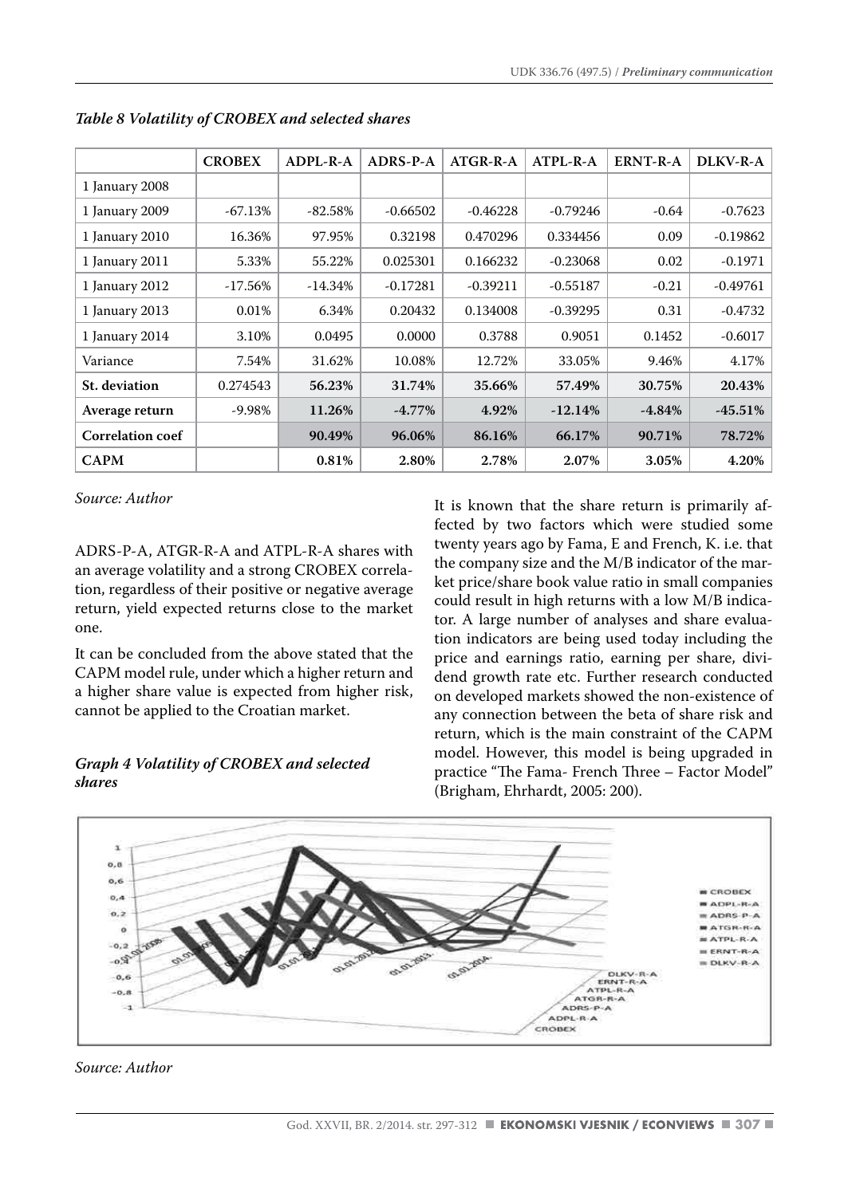*Table 8 Volatility of CROBEX and selected shares*

| | CROBEX | ADPL-R-A | ADRS-P-A | ATGR-R-A | ATPL-R-A | ERNT-R-A | DLKV-R-A |
|---|---|---|---|---|---|---|---|
| 1 January 2008 | | | | | | | |
| 1 January 2009 | -67.13% | -82.58% | -0.66502 | -0.46228 | -0.79246 | -0.64 | -0.7623 |
| 1 January 2010 | 16.36% | 97.95% | 0.32198 | 0.470296 | 0.334456 | 0.09 | -0.19862 |
| 1 January 2011 | 5.33% | 55.22% | 0.025301 | 0.166232 | -0.23068 | 0.02 | -0.1971 |
| 1 January 2012 | -17.56% | -14.34% | -0.17281 | -0.39211 | -0.55187 | -0.21 | -0.49761 |
| 1 January 2013 | 0.01% | 6.34% | 0.20432 | 0.134008 | -0.39295 | 0.31 | -0.4732 |
| 1 January 2014 | 3.10% | 0.0495 | 0.0000 | 0.3788 | 0.9051 | 0.1452 | -0.6017 |
| Variance | 7.54% | 31.62% | 10.08% | 12.72% | 33.05% | 9.46% | 4.17% |
| **St. deviation** | 0.274543 | **56.23%** | **31.74%** | **35.66%** | **57.49%** | **30.75%** | **20.43%** |
| **Average return** | -9.98% | **11.26%** | **-4.77%** | **4.92%** | **-12.14%** | **-4.84%** | **-45.51%** |
| **Correlation coef** | | **90.49%** | **96.06%** | **86.16%** | **66.17%** | **90.71%** | **78.72%** |
| **CAPM** | | **0.81%** | **2.80%** | **2.78%** | **2.07%** | **3.05%** | **4.20%** |

*Source: Author*

ADRS-P-A, ATGR-R-A and ATPL-R-A shares with an average volatility and a strong CROBEX correlation, regardless of their positive or negative average return, yield expected returns close to the market one.

It can be concluded from the above stated that the CAPM model rule, under which a higher return and a higher share value is expected from higher risk, cannot be applied to the Croatian market.

It is known that the share return is primarily affected by two factors which were studied some twenty years ago by Fama, E and French, K. i.e. that the company size and the M/B indicator of the market price/share book value ratio in small companies could result in high returns with a low M/B indicator. A large number of analyses and share evaluation indicators are being used today including the price and earnings ratio, earning per share, dividend growth rate etc. Further research conducted on developed markets showed the non-existence of any connection between the beta of share risk and return, which is the main constraint of the CAPM model. However, this model is being upgraded in practice "The Fama- French Three – Factor Model" (Brigham, Ehrhardt, 2005: 200).

***Graph 4 Volatility of CROBEX and selected shares***

*Source: Author*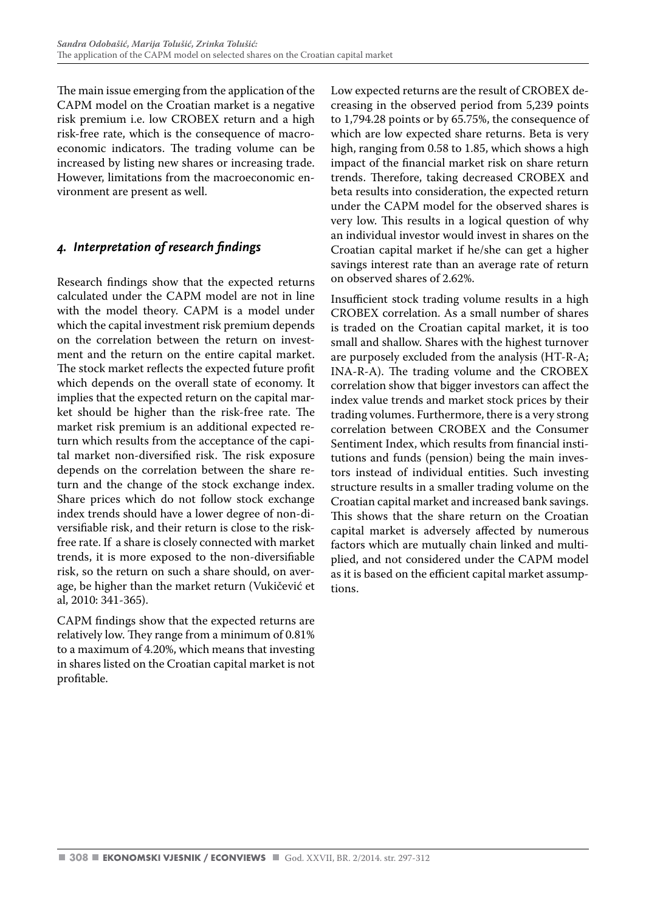The main issue emerging from the application of the CAPM model on the Croatian market is a negative risk premium i.e. low CROBEX return and a high risk-free rate, which is the consequence of macroeconomic indicators. The trading volume can be increased by listing new shares or increasing trade. However, limitations from the macroeconomic environment are present as well.

## *4. Interpretation of research findings*

Research findings show that the expected returns calculated under the CAPM model are not in line with the model theory. CAPM is a model under which the capital investment risk premium depends on the correlation between the return on investment and the return on the entire capital market. The stock market reflects the expected future profit which depends on the overall state of economy. It implies that the expected return on the capital market should be higher than the risk-free rate. The market risk premium is an additional expected return which results from the acceptance of the capital market non-diversified risk. The risk exposure depends on the correlation between the share return and the change of the stock exchange index. Share prices which do not follow stock exchange index trends should have a lower degree of non-diversifiable risk, and their return is close to the risk-free rate. If a share is closely connected with market trends, it is more exposed to the non-diversifiable risk, so the return on such a share should, on average, be higher than the market return (Vukičević et al, 2010: 341-365).

CAPM findings show that the expected returns are relatively low. They range from a minimum of 0.81% to a maximum of 4.20%, which means that investing in shares listed on the Croatian capital market is not profitable.

Low expected returns are the result of CROBEX decreasing in the observed period from 5,239 points to 1,794.28 points or by 65.75%, the consequence of which are low expected share returns. Beta is very high, ranging from 0.58 to 1.85, which shows a high impact of the financial market risk on share return trends. Therefore, taking decreased CROBEX and beta results into consideration, the expected return under the CAPM model for the observed shares is very low. This results in a logical question of why an individual investor would invest in shares on the Croatian capital market if he/she can get a higher savings interest rate than an average rate of return on observed shares of 2.62%.

Insufficient stock trading volume results in a high CROBEX correlation. As a small number of shares is traded on the Croatian capital market, it is too small and shallow. Shares with the highest turnover are purposely excluded from the analysis (HT-R-A; INA-R-A). The trading volume and the CROBEX correlation show that bigger investors can affect the index value trends and market stock prices by their trading volumes. Furthermore, there is a very strong correlation between CROBEX and the Consumer Sentiment Index, which results from financial institutions and funds (pension) being the main investors instead of individual entities. Such investing structure results in a smaller trading volume on the Croatian capital market and increased bank savings. This shows that the share return on the Croatian capital market is adversely affected by numerous factors which are mutually chain linked and multiplied, and not considered under the CAPM model as it is based on the efficient capital market assumptions.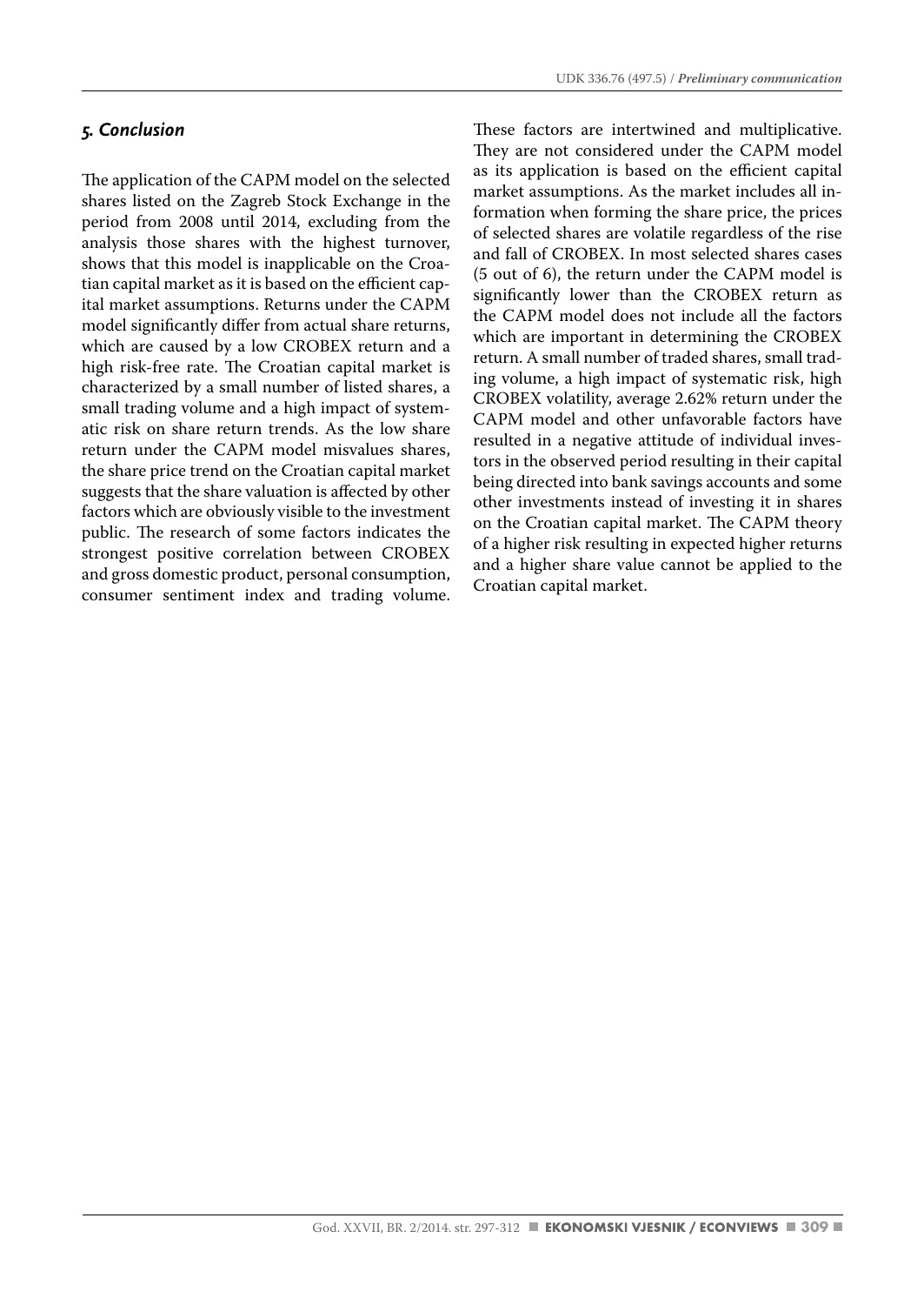## *5. Conclusion*

The application of the CAPM model on the selected shares listed on the Zagreb Stock Exchange in the period from 2008 until 2014, excluding from the analysis those shares with the highest turnover, shows that this model is inapplicable on the Croatian capital market as it is based on the efficient capital market assumptions. Returns under the CAPM model significantly differ from actual share returns, which are caused by a low CROBEX return and a high risk-free rate. The Croatian capital market is characterized by a small number of listed shares, a small trading volume and a high impact of systematic risk on share return trends. As the low share return under the CAPM model misvalues shares, the share price trend on the Croatian capital market suggests that the share valuation is affected by other factors which are obviously visible to the investment public. The research of some factors indicates the strongest positive correlation between CROBEX and gross domestic product, personal consumption, consumer sentiment index and trading volume. These factors are intertwined and multiplicative. They are not considered under the CAPM model as its application is based on the efficient capital market assumptions. As the market includes all information when forming the share price, the prices of selected shares are volatile regardless of the rise and fall of CROBEX. In most selected shares cases (5 out of 6), the return under the CAPM model is significantly lower than the CROBEX return as the CAPM model does not include all the factors which are important in determining the CROBEX return. A small number of traded shares, small trading volume, a high impact of systematic risk, high CROBEX volatility, average 2.62% return under the CAPM model and other unfavorable factors have resulted in a negative attitude of individual investors in the observed period resulting in their capital being directed into bank savings accounts and some other investments instead of investing it in shares on the Croatian capital market. The CAPM theory of a higher risk resulting in expected higher returns and a higher share value cannot be applied to the Croatian capital market.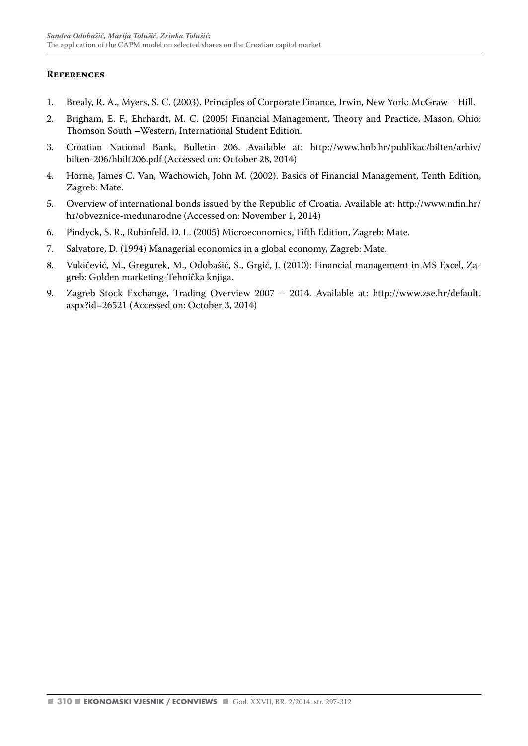## References

1. Brealy, R. A., Myers, S. C. (2003). Principles of Corporate Finance, Irwin, New York: McGraw – Hill.
2. Brigham, E. F., Ehrhardt, M. C. (2005) Financial Management, Theory and Practice, Mason, Ohio: Thomson South –Western, International Student Edition.
3. Croatian National Bank, Bulletin 206. Available at: http://www.hnb.hr/publikac/bilten/arhiv/bilten-206/hbilt206.pdf (Accessed on: October 28, 2014)
4. Horne, James C. Van, Wachowich, John M. (2002). Basics of Financial Management, Tenth Edition, Zagreb: Mate.
5. Overview of international bonds issued by the Republic of Croatia. Available at: http://www.mfin.hr/hr/obveznice-medunarodne (Accessed on: November 1, 2014)
6. Pindyck, S. R., Rubinfeld. D. L. (2005) Microeconomics, Fifth Edition, Zagreb: Mate.
7. Salvatore, D. (1994) Managerial economics in a global economy, Zagreb: Mate.
8. Vukičević, M., Gregurek, M., Odobašić, S., Grgić, J. (2010): Financial management in MS Excel, Zagreb: Golden marketing-Tehnička knjiga.
9. Zagreb Stock Exchange, Trading Overview 2007 – 2014. Available at: http://www.zse.hr/default.aspx?id=26521 (Accessed on: October 3, 2014)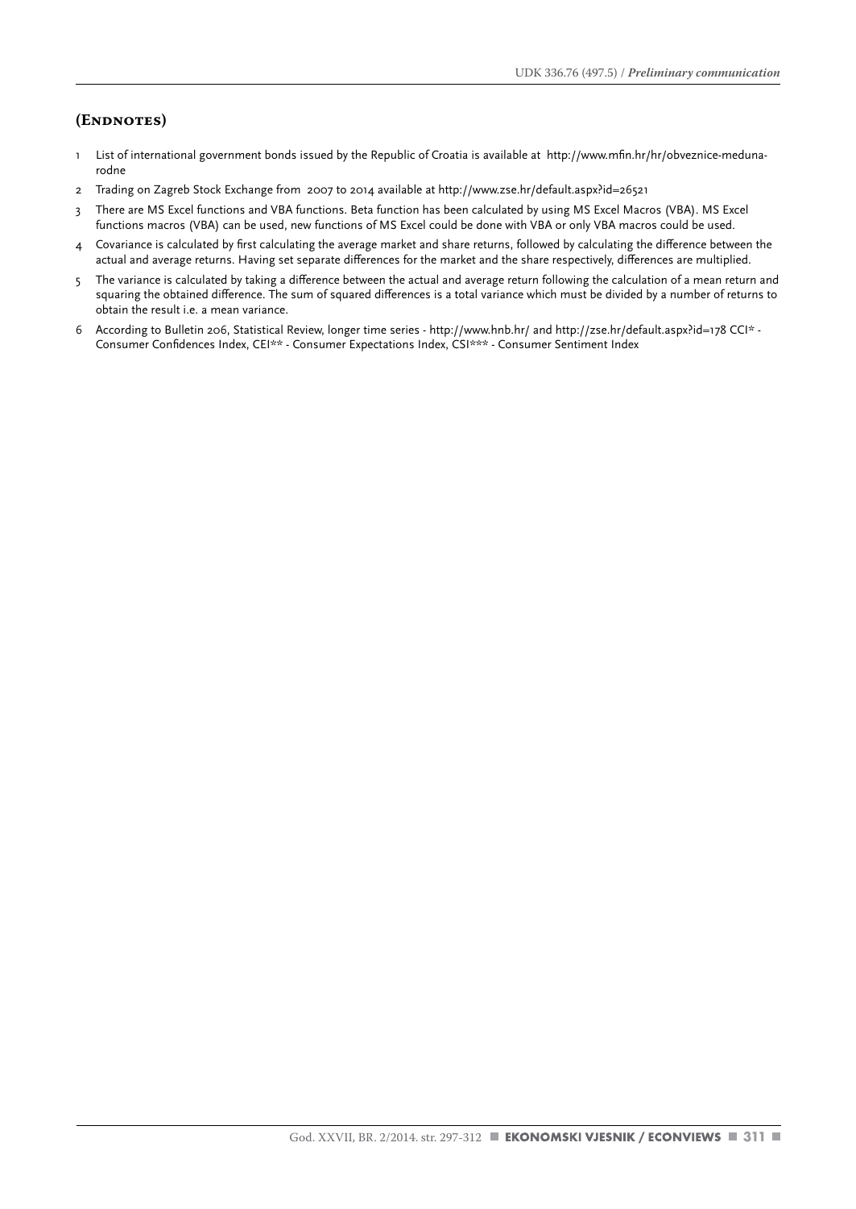## (Endnotes)

1 List of international government bonds issued by the Republic of Croatia is available at http://www.mfin.hr/hr/obveznice-medunarodne

2 Trading on Zagreb Stock Exchange from 2007 to 2014 available at http://www.zse.hr/default.aspx?id=26521

3 There are MS Excel functions and VBA functions. Beta function has been calculated by using MS Excel Macros (VBA). MS Excel functions macros (VBA) can be used, new functions of MS Excel could be done with VBA or only VBA macros could be used.

4 Covariance is calculated by first calculating the average market and share returns, followed by calculating the difference between the actual and average returns. Having set separate differences for the market and the share respectively, differences are multiplied.

5 The variance is calculated by taking a difference between the actual and average return following the calculation of a mean return and squaring the obtained difference. The sum of squared differences is a total variance which must be divided by a number of returns to obtain the result i.e. a mean variance.

6 According to Bulletin 206, Statistical Review, longer time series - http://www.hnb.hr/ and http://zse.hr/default.aspx?id=178 CCI* - Consumer Confidences Index, CEI** - Consumer Expectations Index, CSI*** - Consumer Sentiment Index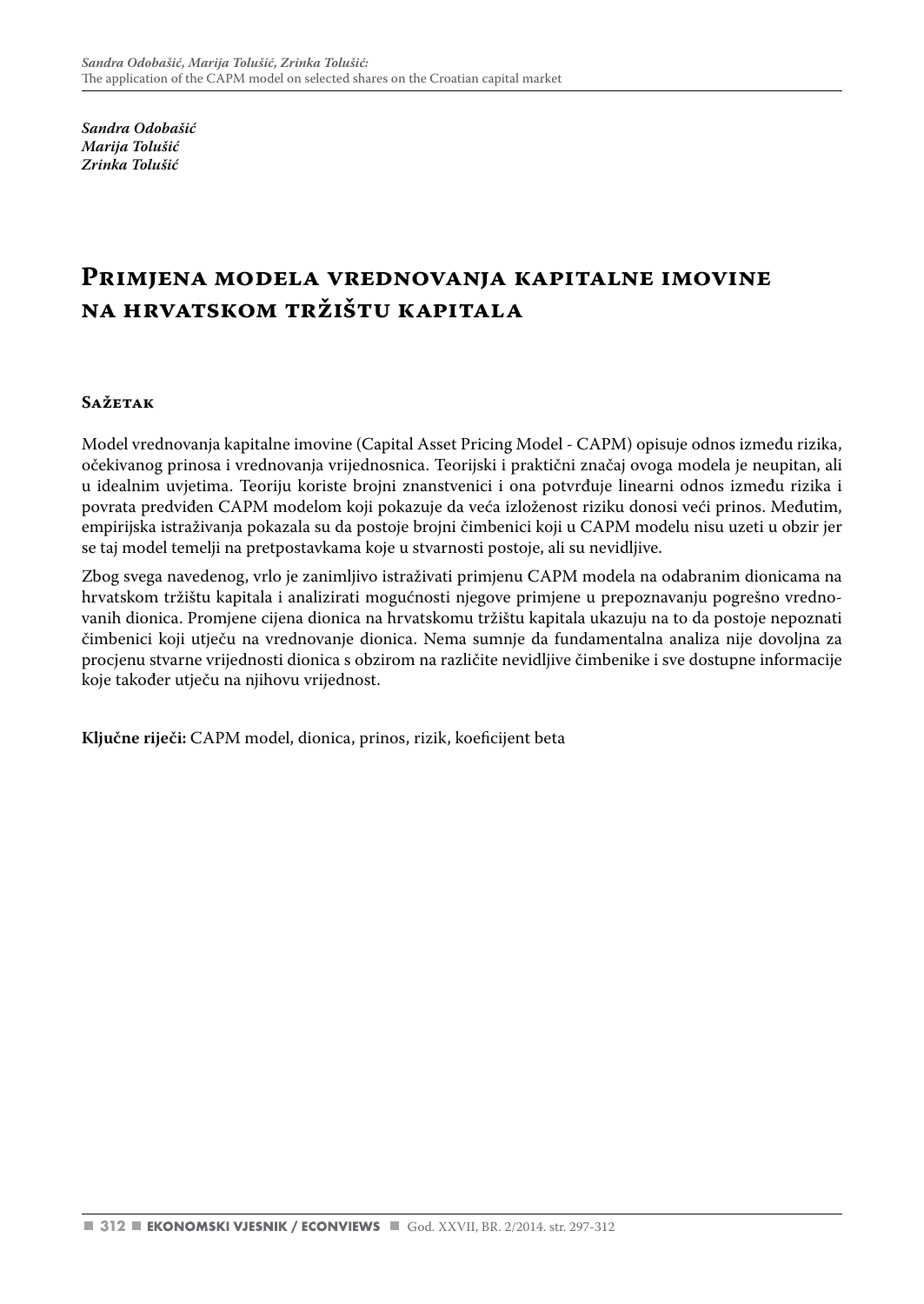*Sandra Odobašić*
*Marija Tolušić*
*Zrinka Tolušić*

# Primjena modela vrednovanja kapitalne imovine na hrvatskom tržištu kapitala

## Sažetak

Model vrednovanja kapitalne imovine (Capital Asset Pricing Model - CAPM) opisuje odnos između rizika, očekivanog prinosa i vrednovanja vrijednosnica. Teorijski i praktični značaj ovoga modela je neupitan, ali u idealnim uvjetima. Teoriju koriste brojni znanstvenici i ona potvrđuje linearni odnos između rizika i povrata predviđen CAPM modelom koji pokazuje da veća izloženost riziku donosi veći prinos. Međutim, empirijska istraživanja pokazala su da postoje brojni čimbenici koji u CAPM modelu nisu uzeti u obzir jer se taj model temelji na pretpostavkama koje u stvarnosti postoje, ali su nevidljive.

Zbog svega navedenog, vrlo je zanimljivo istraživati primjenu CAPM modela na odabranim dionicama na hrvatskom tržištu kapitala i analizirati mogućnosti njegove primjene u prepoznavanju pogrešno vrednovanih dionica. Promjene cijena dionica na hrvatskomu tržištu kapitala ukazuju na to da postoje nepoznati čimbenici koji utječu na vrednovanje dionica. Nema sumnje da fundamentalna analiza nije dovoljna za procjenu stvarne vrijednosti dionica s obzirom na različite nevidljive čimbenike i sve dostupne informacije koje također utječu na njihovu vrijednost.

**Ključne riječi:** CAPM model, dionica, prinos, rizik, koeficijent beta